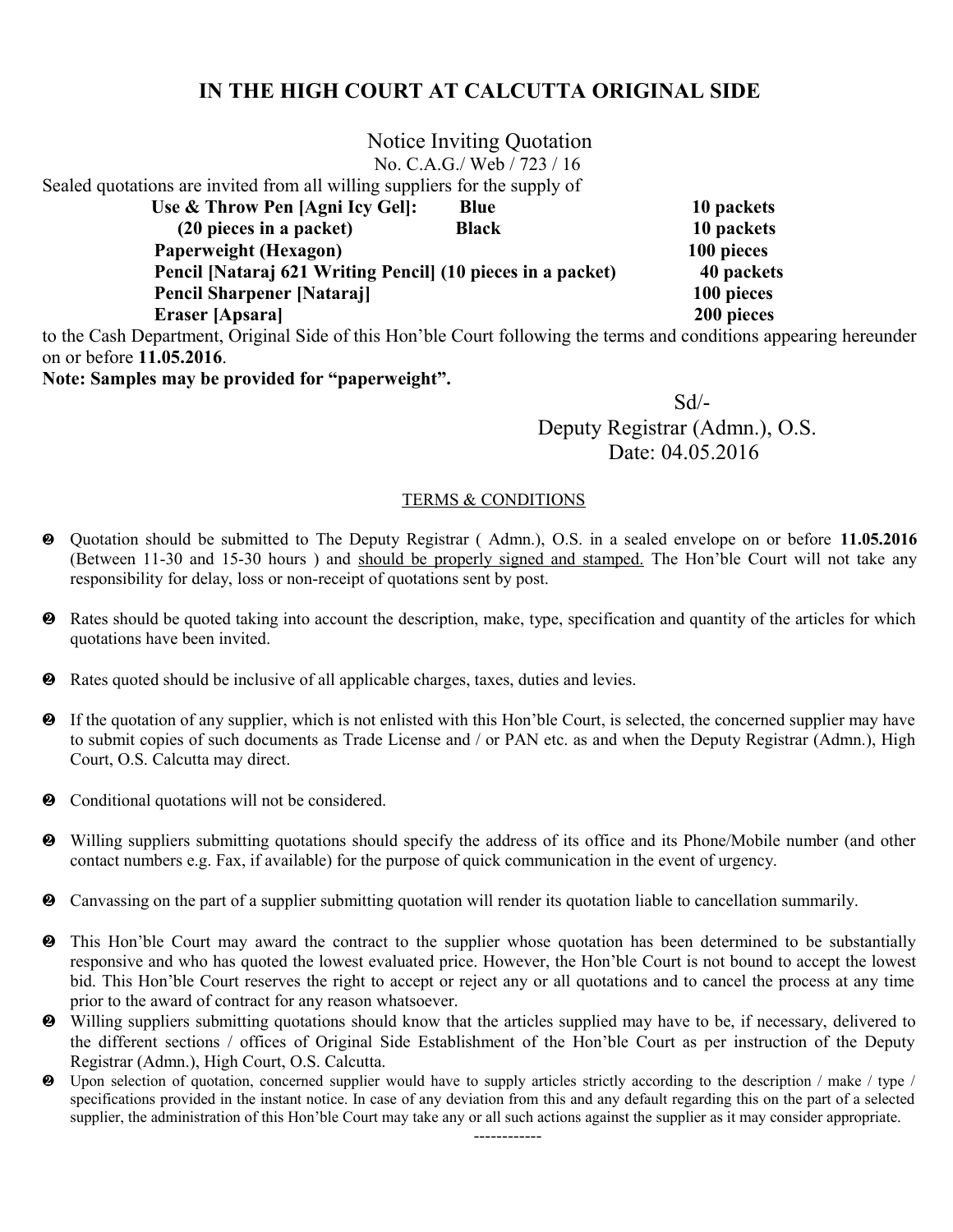# IN THE HIGH COURT AT CALCUTTA ORIGINAL SIDE

## Notice Inviting Quotation

No. C.A.G./ Web / 723 / 16

Sealed quotations are invited from all willing suppliers for the supply of

| Item | | Quantity |
|---|---|---|
| **Use & Throw Pen [Agni Icy Gel]:** | **Blue** | **10 packets** |
| **(20 pieces in a packet)** | **Black** | **10 packets** |
| **Paperweight (Hexagon)** | | **100 pieces** |
| **Pencil [Nataraj 621 Writing Pencil] (10 pieces in a packet)** | | **40 packets** |
| **Pencil Sharpener [Nataraj]** | | **100 pieces** |
| **Eraser [Apsara]** | | **200 pieces** |

to the Cash Department, Original Side of this Hon'ble Court following the terms and conditions appearing hereunder on or before **11.05.2016**.

**Note: Samples may be provided for "paperweight".**

Sd/-
Deputy Registrar (Admn.), O.S.
Date: 04.05.2016

### TERMS & CONDITIONS

- Quotation should be submitted to The Deputy Registrar ( Admn.), O.S. in a sealed envelope on or before **11.05.2016** (Between 11-30 and 15-30 hours ) and should be properly signed and stamped. The Hon'ble Court will not take any responsibility for delay, loss or non-receipt of quotations sent by post.
- Rates should be quoted taking into account the description, make, type, specification and quantity of the articles for which quotations have been invited.
- Rates quoted should be inclusive of all applicable charges, taxes, duties and levies.
- If the quotation of any supplier, which is not enlisted with this Hon'ble Court, is selected, the concerned supplier may have to submit copies of such documents as Trade License and / or PAN etc. as and when the Deputy Registrar (Admn.), High Court, O.S. Calcutta may direct.
- Conditional quotations will not be considered.
- Willing suppliers submitting quotations should specify the address of its office and its Phone/Mobile number (and other contact numbers e.g. Fax, if available) for the purpose of quick communication in the event of urgency.
- Canvassing on the part of a supplier submitting quotation will render its quotation liable to cancellation summarily.
- This Hon'ble Court may award the contract to the supplier whose quotation has been determined to be substantially responsive and who has quoted the lowest evaluated price. However, the Hon'ble Court is not bound to accept the lowest bid. This Hon'ble Court reserves the right to accept or reject any or all quotations and to cancel the process at any time prior to the award of contract for any reason whatsoever.
- Willing suppliers submitting quotations should know that the articles supplied may have to be, if necessary, delivered to the different sections / offices of Original Side Establishment of the Hon'ble Court as per instruction of the Deputy Registrar (Admn.), High Court, O.S. Calcutta.
- Upon selection of quotation, concerned supplier would have to supply articles strictly according to the description / make / type / specifications provided in the instant notice. In case of any deviation from this and any default regarding this on the part of a selected supplier, the administration of this Hon'ble Court may take any or all such actions against the supplier as it may consider appropriate.

------------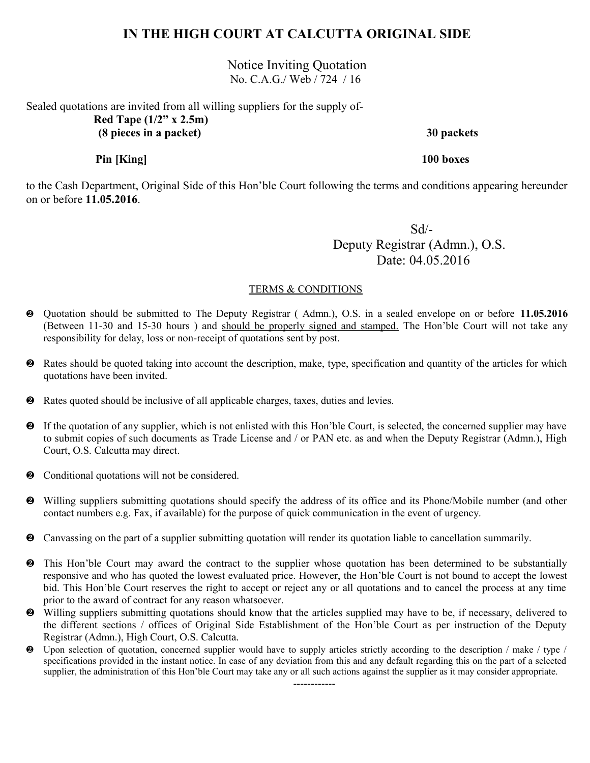# IN THE HIGH COURT AT CALCUTTA ORIGINAL SIDE

Notice Inviting Quotation
No. C.A.G./ Web / 724 / 16

Sealed quotations are invited from all willing suppliers for the supply of-

| Item | Quantity |
| --- | --- |
| **Red Tape (1/2" x 2.5m) (8 pieces in a packet)** | **30 packets** |
| **Pin [King]** | **100 boxes** |

to the Cash Department, Original Side of this Hon'ble Court following the terms and conditions appearing hereunder on or before **11.05.2016**.

Sd/-
Deputy Registrar (Admn.), O.S.
Date: 04.05.2016

TERMS & CONDITIONS

- Quotation should be submitted to The Deputy Registrar ( Admn.), O.S. in a sealed envelope on or before **11.05.2016** (Between 11-30 and 15-30 hours ) and should be properly signed and stamped. The Hon'ble Court will not take any responsibility for delay, loss or non-receipt of quotations sent by post.
- Rates should be quoted taking into account the description, make, type, specification and quantity of the articles for which quotations have been invited.
- Rates quoted should be inclusive of all applicable charges, taxes, duties and levies.
- If the quotation of any supplier, which is not enlisted with this Hon'ble Court, is selected, the concerned supplier may have to submit copies of such documents as Trade License and / or PAN etc. as and when the Deputy Registrar (Admn.), High Court, O.S. Calcutta may direct.
- Conditional quotations will not be considered.
- Willing suppliers submitting quotations should specify the address of its office and its Phone/Mobile number (and other contact numbers e.g. Fax, if available) for the purpose of quick communication in the event of urgency.
- Canvassing on the part of a supplier submitting quotation will render its quotation liable to cancellation summarily.
- This Hon'ble Court may award the contract to the supplier whose quotation has been determined to be substantially responsive and who has quoted the lowest evaluated price. However, the Hon'ble Court is not bound to accept the lowest bid. This Hon'ble Court reserves the right to accept or reject any or all quotations and to cancel the process at any time prior to the award of contract for any reason whatsoever.
- Willing suppliers submitting quotations should know that the articles supplied may have to be, if necessary, delivered to the different sections / offices of Original Side Establishment of the Hon'ble Court as per instruction of the Deputy Registrar (Admn.), High Court, O.S. Calcutta.
- Upon selection of quotation, concerned supplier would have to supply articles strictly according to the description / make / type / specifications provided in the instant notice. In case of any deviation from this and any default regarding this on the part of a selected supplier, the administration of this Hon'ble Court may take any or all such actions against the supplier as it may consider appropriate.

------------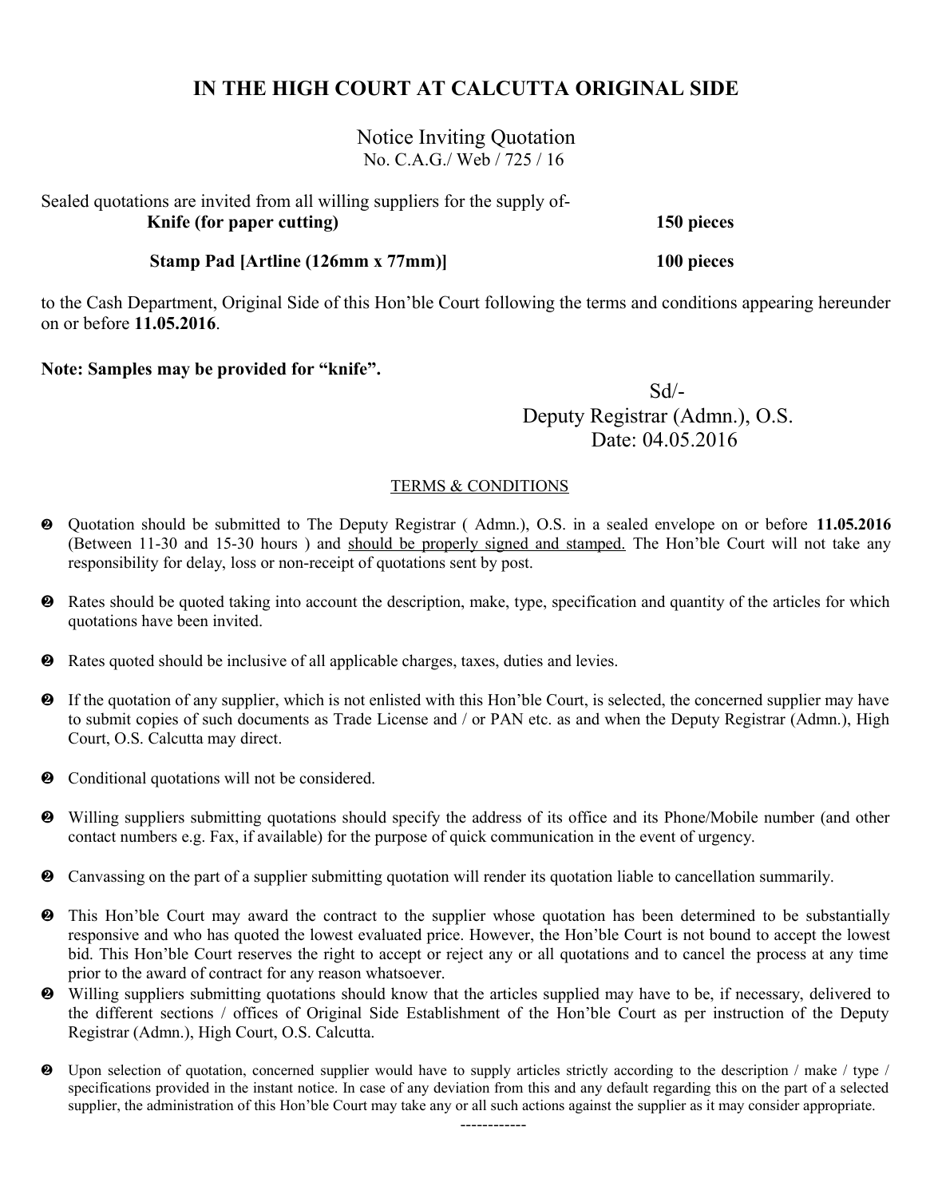# IN THE HIGH COURT AT CALCUTTA ORIGINAL SIDE

Notice Inviting Quotation
No. C.A.G./ Web / 725 / 16

Sealed quotations are invited from all willing suppliers for the supply of-

| | |
|---|---|
| **Knife (for paper cutting)** | **150 pieces** |
| **Stamp Pad [Artline (126mm x 77mm)]** | **100 pieces** |

to the Cash Department, Original Side of this Hon'ble Court following the terms and conditions appearing hereunder on or before **11.05.2016**.

**Note: Samples may be provided for "knife".**

Sd/-
Deputy Registrar (Admn.), O.S.
Date: 04.05.2016

TERMS & CONDITIONS

- Quotation should be submitted to The Deputy Registrar ( Admn.), O.S. in a sealed envelope on or before **11.05.2016** (Between 11-30 and 15-30 hours ) and should be properly signed and stamped. The Hon'ble Court will not take any responsibility for delay, loss or non-receipt of quotations sent by post.
- Rates should be quoted taking into account the description, make, type, specification and quantity of the articles for which quotations have been invited.
- Rates quoted should be inclusive of all applicable charges, taxes, duties and levies.
- If the quotation of any supplier, which is not enlisted with this Hon'ble Court, is selected, the concerned supplier may have to submit copies of such documents as Trade License and / or PAN etc. as and when the Deputy Registrar (Admn.), High Court, O.S. Calcutta may direct.
- Conditional quotations will not be considered.
- Willing suppliers submitting quotations should specify the address of its office and its Phone/Mobile number (and other contact numbers e.g. Fax, if available) for the purpose of quick communication in the event of urgency.
- Canvassing on the part of a supplier submitting quotation will render its quotation liable to cancellation summarily.
- This Hon'ble Court may award the contract to the supplier whose quotation has been determined to be substantially responsive and who has quoted the lowest evaluated price. However, the Hon'ble Court is not bound to accept the lowest bid. This Hon'ble Court reserves the right to accept or reject any or all quotations and to cancel the process at any time prior to the award of contract for any reason whatsoever.
- Willing suppliers submitting quotations should know that the articles supplied may have to be, if necessary, delivered to the different sections / offices of Original Side Establishment of the Hon'ble Court as per instruction of the Deputy Registrar (Admn.), High Court, O.S. Calcutta.
- Upon selection of quotation, concerned supplier would have to supply articles strictly according to the description / make / type / specifications provided in the instant notice. In case of any deviation from this and any default regarding this on the part of a selected supplier, the administration of this Hon'ble Court may take any or all such actions against the supplier as it may consider appropriate.

------------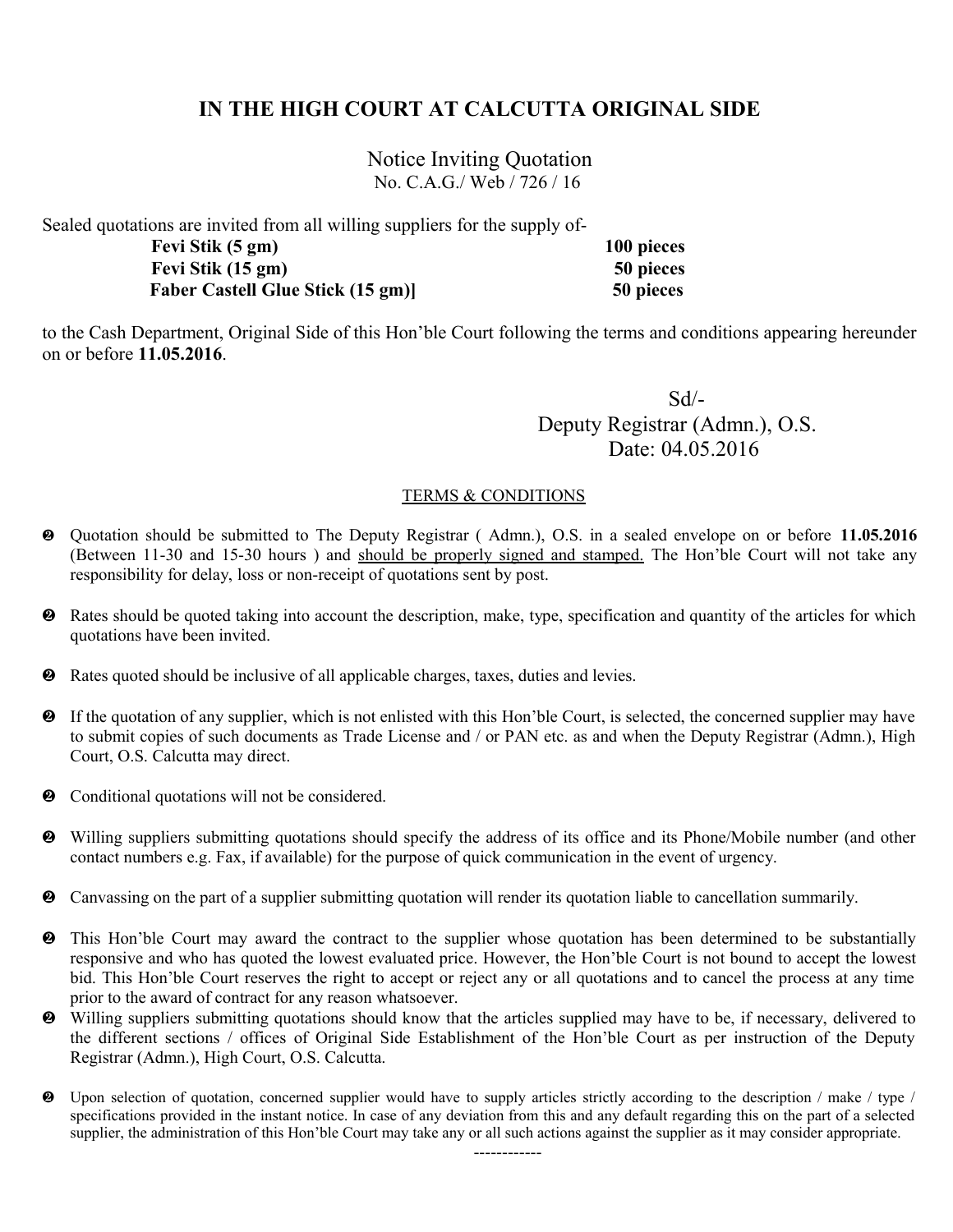# IN THE HIGH COURT AT CALCUTTA ORIGINAL SIDE

Notice Inviting Quotation

No. C.A.G./ Web / 726 / 16

Sealed quotations are invited from all willing suppliers for the supply of-

| | |
|---|---|
| **Fevi Stik (5 gm)** | **100 pieces** |
| **Fevi Stik (15 gm)** | **50 pieces** |
| **Faber Castell Glue Stick (15 gm)]** | **50 pieces** |

to the Cash Department, Original Side of this Hon'ble Court following the terms and conditions appearing hereunder on or before **11.05.2016**.

Sd/-

Deputy Registrar (Admn.), O.S.

Date: 04.05.2016

## TERMS & CONDITIONS

- Quotation should be submitted to The Deputy Registrar ( Admn.), O.S. in a sealed envelope on or before **11.05.2016** (Between 11-30 and 15-30 hours ) and should be properly signed and stamped. The Hon'ble Court will not take any responsibility for delay, loss or non-receipt of quotations sent by post.
- Rates should be quoted taking into account the description, make, type, specification and quantity of the articles for which quotations have been invited.
- Rates quoted should be inclusive of all applicable charges, taxes, duties and levies.
- If the quotation of any supplier, which is not enlisted with this Hon'ble Court, is selected, the concerned supplier may have to submit copies of such documents as Trade License and / or PAN etc. as and when the Deputy Registrar (Admn.), High Court, O.S. Calcutta may direct.
- Conditional quotations will not be considered.
- Willing suppliers submitting quotations should specify the address of its office and its Phone/Mobile number (and other contact numbers e.g. Fax, if available) for the purpose of quick communication in the event of urgency.
- Canvassing on the part of a supplier submitting quotation will render its quotation liable to cancellation summarily.
- This Hon'ble Court may award the contract to the supplier whose quotation has been determined to be substantially responsive and who has quoted the lowest evaluated price. However, the Hon'ble Court is not bound to accept the lowest bid. This Hon'ble Court reserves the right to accept or reject any or all quotations and to cancel the process at any time prior to the award of contract for any reason whatsoever.
- Willing suppliers submitting quotations should know that the articles supplied may have to be, if necessary, delivered to the different sections / offices of Original Side Establishment of the Hon'ble Court as per instruction of the Deputy Registrar (Admn.), High Court, O.S. Calcutta.
- Upon selection of quotation, concerned supplier would have to supply articles strictly according to the description / make / type / specifications provided in the instant notice. In case of any deviation from this and any default regarding this on the part of a selected supplier, the administration of this Hon'ble Court may take any or all such actions against the supplier as it may consider appropriate.

------------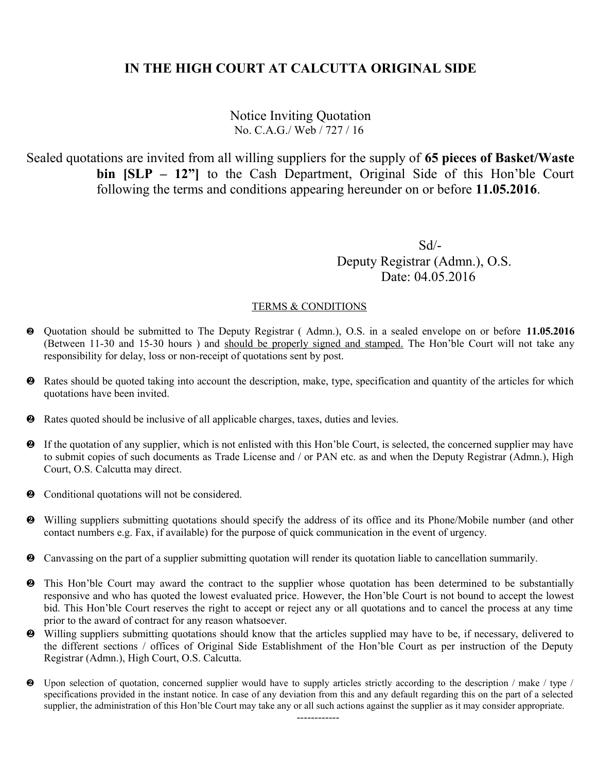# IN THE HIGH COURT AT CALCUTTA ORIGINAL SIDE

Notice Inviting Quotation

No. C.A.G./ Web / 727 / 16

Sealed quotations are invited from all willing suppliers for the supply of **65 pieces of Basket/Waste bin [SLP – 12"]** to the Cash Department, Original Side of this Hon'ble Court following the terms and conditions appearing hereunder on or before **11.05.2016**.

Sd/-

Deputy Registrar (Admn.), O.S.

Date: 04.05.2016

TERMS & CONDITIONS

- Quotation should be submitted to The Deputy Registrar ( Admn.), O.S. in a sealed envelope on or before **11.05.2016** (Between 11-30 and 15-30 hours ) and should be properly signed and stamped. The Hon'ble Court will not take any responsibility for delay, loss or non-receipt of quotations sent by post.
- Rates should be quoted taking into account the description, make, type, specification and quantity of the articles for which quotations have been invited.
- Rates quoted should be inclusive of all applicable charges, taxes, duties and levies.
- If the quotation of any supplier, which is not enlisted with this Hon'ble Court, is selected, the concerned supplier may have to submit copies of such documents as Trade License and / or PAN etc. as and when the Deputy Registrar (Admn.), High Court, O.S. Calcutta may direct.
- Conditional quotations will not be considered.
- Willing suppliers submitting quotations should specify the address of its office and its Phone/Mobile number (and other contact numbers e.g. Fax, if available) for the purpose of quick communication in the event of urgency.
- Canvassing on the part of a supplier submitting quotation will render its quotation liable to cancellation summarily.
- This Hon'ble Court may award the contract to the supplier whose quotation has been determined to be substantially responsive and who has quoted the lowest evaluated price. However, the Hon'ble Court is not bound to accept the lowest bid. This Hon'ble Court reserves the right to accept or reject any or all quotations and to cancel the process at any time prior to the award of contract for any reason whatsoever.
- Willing suppliers submitting quotations should know that the articles supplied may have to be, if necessary, delivered to the different sections / offices of Original Side Establishment of the Hon'ble Court as per instruction of the Deputy Registrar (Admn.), High Court, O.S. Calcutta.
- Upon selection of quotation, concerned supplier would have to supply articles strictly according to the description / make / type / specifications provided in the instant notice. In case of any deviation from this and any default regarding this on the part of a selected supplier, the administration of this Hon'ble Court may take any or all such actions against the supplier as it may consider appropriate.

------------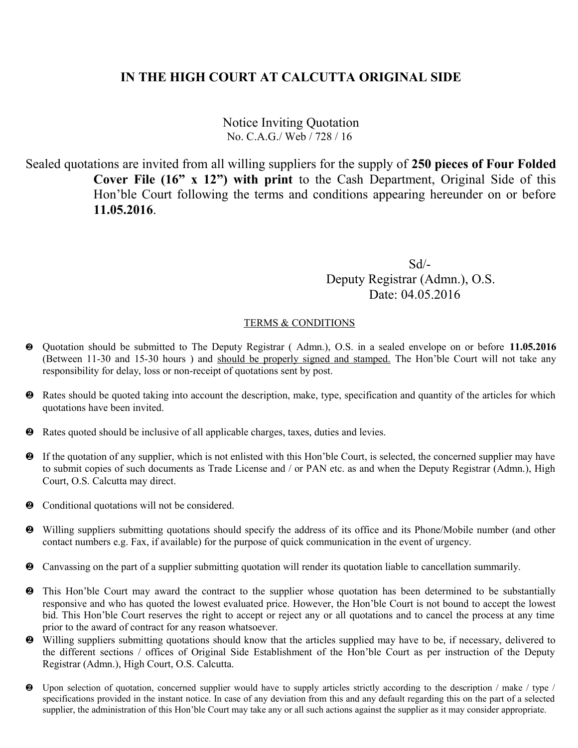# IN THE HIGH COURT AT CALCUTTA ORIGINAL SIDE

Notice Inviting Quotation
No. C.A.G./ Web / 728 / 16

Sealed quotations are invited from all willing suppliers for the supply of **250 pieces of Four Folded Cover File (16" x 12") with print** to the Cash Department, Original Side of this Hon'ble Court following the terms and conditions appearing hereunder on or before **11.05.2016**.

Sd/-
Deputy Registrar (Admn.), O.S.
Date: 04.05.2016

TERMS & CONDITIONS

- Quotation should be submitted to The Deputy Registrar ( Admn.), O.S. in a sealed envelope on or before **11.05.2016** (Between 11-30 and 15-30 hours ) and should be properly signed and stamped. The Hon'ble Court will not take any responsibility for delay, loss or non-receipt of quotations sent by post.
- Rates should be quoted taking into account the description, make, type, specification and quantity of the articles for which quotations have been invited.
- Rates quoted should be inclusive of all applicable charges, taxes, duties and levies.
- If the quotation of any supplier, which is not enlisted with this Hon'ble Court, is selected, the concerned supplier may have to submit copies of such documents as Trade License and / or PAN etc. as and when the Deputy Registrar (Admn.), High Court, O.S. Calcutta may direct.
- Conditional quotations will not be considered.
- Willing suppliers submitting quotations should specify the address of its office and its Phone/Mobile number (and other contact numbers e.g. Fax, if available) for the purpose of quick communication in the event of urgency.
- Canvassing on the part of a supplier submitting quotation will render its quotation liable to cancellation summarily.
- This Hon'ble Court may award the contract to the supplier whose quotation has been determined to be substantially responsive and who has quoted the lowest evaluated price. However, the Hon'ble Court is not bound to accept the lowest bid. This Hon'ble Court reserves the right to accept or reject any or all quotations and to cancel the process at any time prior to the award of contract for any reason whatsoever.
- Willing suppliers submitting quotations should know that the articles supplied may have to be, if necessary, delivered to the different sections / offices of Original Side Establishment of the Hon'ble Court as per instruction of the Deputy Registrar (Admn.), High Court, O.S. Calcutta.
- Upon selection of quotation, concerned supplier would have to supply articles strictly according to the description / make / type / specifications provided in the instant notice. In case of any deviation from this and any default regarding this on the part of a selected supplier, the administration of this Hon'ble Court may take any or all such actions against the supplier as it may consider appropriate.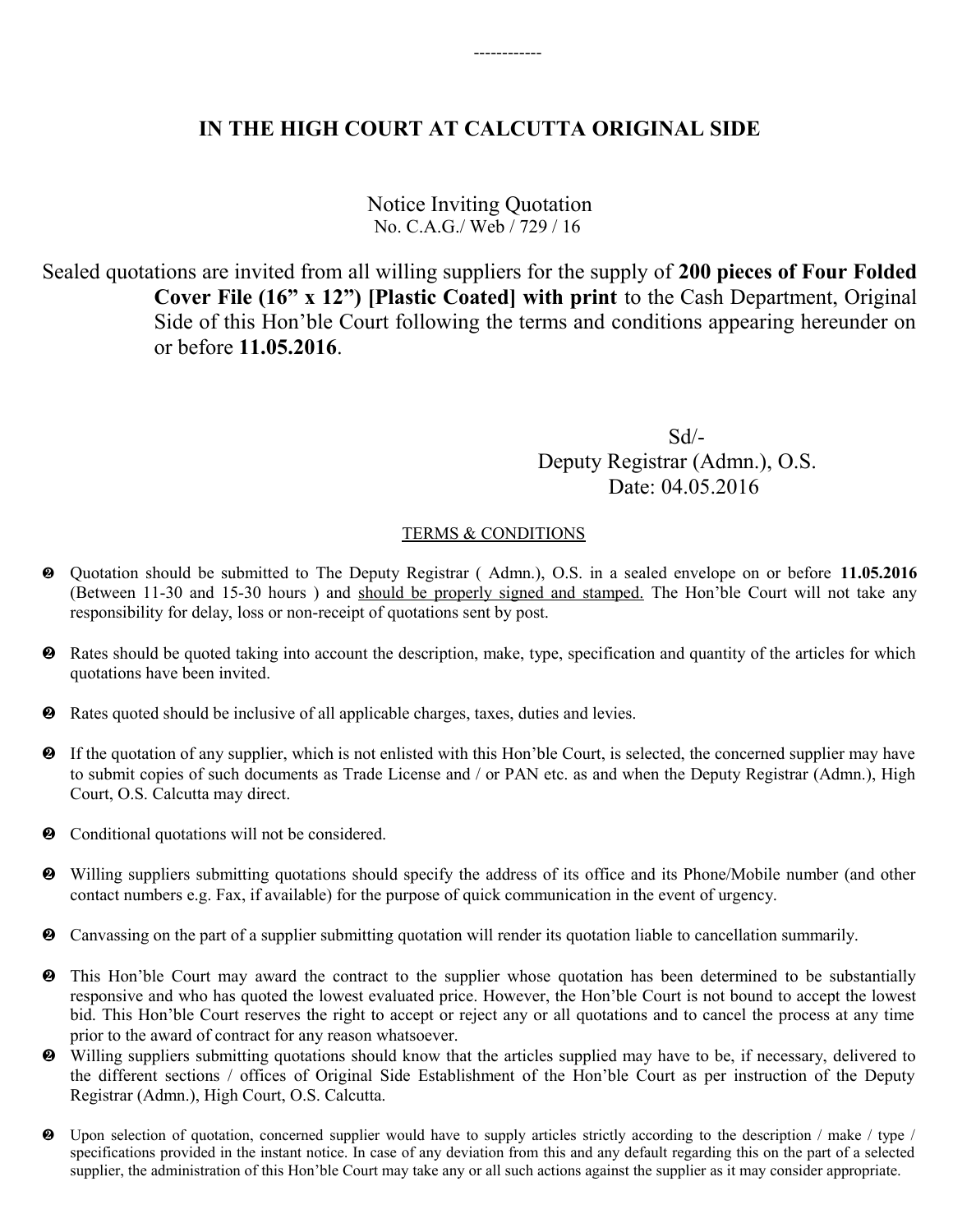------------

# IN THE HIGH COURT AT CALCUTTA ORIGINAL SIDE

Notice Inviting Quotation
No. C.A.G./ Web / 729 / 16

Sealed quotations are invited from all willing suppliers for the supply of **200 pieces of Four Folded Cover File (16" x 12") [Plastic Coated] with print** to the Cash Department, Original Side of this Hon'ble Court following the terms and conditions appearing hereunder on or before **11.05.2016**.

Sd/-
Deputy Registrar (Admn.), O.S.
Date: 04.05.2016

TERMS & CONDITIONS

- Quotation should be submitted to The Deputy Registrar ( Admn.), O.S. in a sealed envelope on or before **11.05.2016** (Between 11-30 and 15-30 hours ) and should be properly signed and stamped. The Hon'ble Court will not take any responsibility for delay, loss or non-receipt of quotations sent by post.
- Rates should be quoted taking into account the description, make, type, specification and quantity of the articles for which quotations have been invited.
- Rates quoted should be inclusive of all applicable charges, taxes, duties and levies.
- If the quotation of any supplier, which is not enlisted with this Hon'ble Court, is selected, the concerned supplier may have to submit copies of such documents as Trade License and / or PAN etc. as and when the Deputy Registrar (Admn.), High Court, O.S. Calcutta may direct.
- Conditional quotations will not be considered.
- Willing suppliers submitting quotations should specify the address of its office and its Phone/Mobile number (and other contact numbers e.g. Fax, if available) for the purpose of quick communication in the event of urgency.
- Canvassing on the part of a supplier submitting quotation will render its quotation liable to cancellation summarily.
- This Hon'ble Court may award the contract to the supplier whose quotation has been determined to be substantially responsive and who has quoted the lowest evaluated price. However, the Hon'ble Court is not bound to accept the lowest bid. This Hon'ble Court reserves the right to accept or reject any or all quotations and to cancel the process at any time prior to the award of contract for any reason whatsoever.
- Willing suppliers submitting quotations should know that the articles supplied may have to be, if necessary, delivered to the different sections / offices of Original Side Establishment of the Hon'ble Court as per instruction of the Deputy Registrar (Admn.), High Court, O.S. Calcutta.
- Upon selection of quotation, concerned supplier would have to supply articles strictly according to the description / make / type / specifications provided in the instant notice. In case of any deviation from this and any default regarding this on the part of a selected supplier, the administration of this Hon'ble Court may take any or all such actions against the supplier as it may consider appropriate.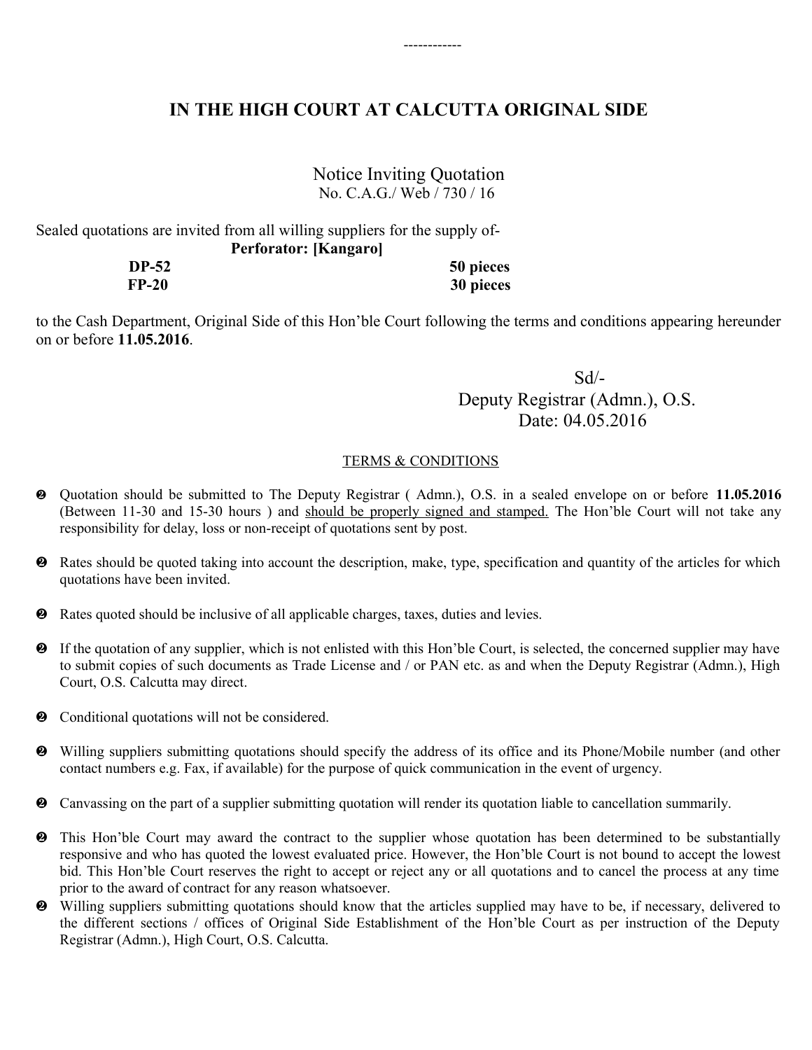------------

# IN THE HIGH COURT AT CALCUTTA ORIGINAL SIDE

Notice Inviting Quotation
No. C.A.G./ Web / 730 / 16

Sealed quotations are invited from all willing suppliers for the supply of-

**Perforator: [Kangaro]**

| | |
|---|---|
| **DP-52** | **50 pieces** |
| **FP-20** | **30 pieces** |

to the Cash Department, Original Side of this Hon'ble Court following the terms and conditions appearing hereunder on or before **11.05.2016**.

Sd/-
Deputy Registrar (Admn.), O.S.
Date: 04.05.2016

<u>TERMS & CONDITIONS</u>

- Quotation should be submitted to The Deputy Registrar ( Admn.), O.S. in a sealed envelope on or before **11.05.2016** (Between 11-30 and 15-30 hours ) and <u>should be properly signed and stamped.</u> The Hon'ble Court will not take any responsibility for delay, loss or non-receipt of quotations sent by post.
- Rates should be quoted taking into account the description, make, type, specification and quantity of the articles for which quotations have been invited.
- Rates quoted should be inclusive of all applicable charges, taxes, duties and levies.
- If the quotation of any supplier, which is not enlisted with this Hon'ble Court, is selected, the concerned supplier may have to submit copies of such documents as Trade License and / or PAN etc. as and when the Deputy Registrar (Admn.), High Court, O.S. Calcutta may direct.
- Conditional quotations will not be considered.
- Willing suppliers submitting quotations should specify the address of its office and its Phone/Mobile number (and other contact numbers e.g. Fax, if available) for the purpose of quick communication in the event of urgency.
- Canvassing on the part of a supplier submitting quotation will render its quotation liable to cancellation summarily.
- This Hon'ble Court may award the contract to the supplier whose quotation has been determined to be substantially responsive and who has quoted the lowest evaluated price. However, the Hon'ble Court is not bound to accept the lowest bid. This Hon'ble Court reserves the right to accept or reject any or all quotations and to cancel the process at any time prior to the award of contract for any reason whatsoever.
- Willing suppliers submitting quotations should know that the articles supplied may have to be, if necessary, delivered to the different sections / offices of Original Side Establishment of the Hon'ble Court as per instruction of the Deputy Registrar (Admn.), High Court, O.S. Calcutta.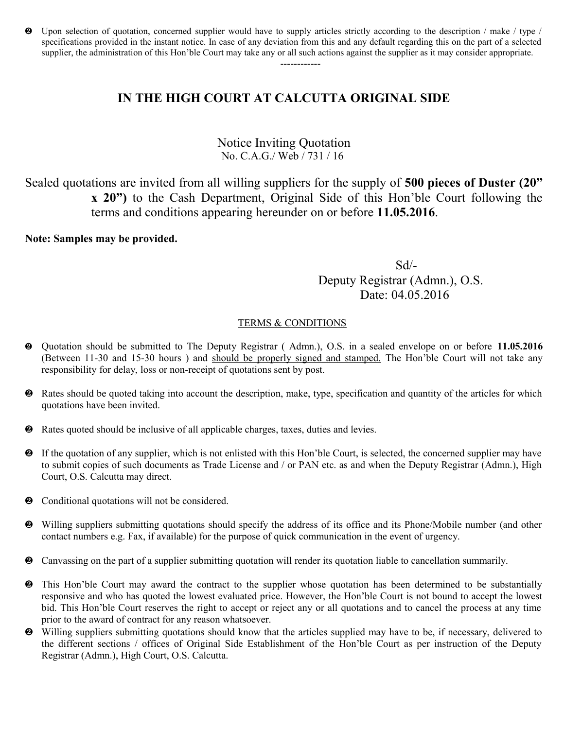- Upon selection of quotation, concerned supplier would have to supply articles strictly according to the description / make / type / specifications provided in the instant notice. In case of any deviation from this and any default regarding this on the part of a selected supplier, the administration of this Hon'ble Court may take any or all such actions against the supplier as it may consider appropriate.

------------

## IN THE HIGH COURT AT CALCUTTA ORIGINAL SIDE

Notice Inviting Quotation
No. C.A.G./ Web / 731 / 16

Sealed quotations are invited from all willing suppliers for the supply of **500 pieces of Duster (20" x 20")** to the Cash Department, Original Side of this Hon'ble Court following the terms and conditions appearing hereunder on or before **11.05.2016**.

**Note: Samples may be provided.**

Sd/-
Deputy Registrar (Admn.), O.S.
Date: 04.05.2016

<u>TERMS & CONDITIONS</u>

- Quotation should be submitted to The Deputy Registrar ( Admn.), O.S. in a sealed envelope on or before **11.05.2016** (Between 11-30 and 15-30 hours ) and <u>should be properly signed and stamped.</u> The Hon'ble Court will not take any responsibility for delay, loss or non-receipt of quotations sent by post.
- Rates should be quoted taking into account the description, make, type, specification and quantity of the articles for which quotations have been invited.
- Rates quoted should be inclusive of all applicable charges, taxes, duties and levies.
- If the quotation of any supplier, which is not enlisted with this Hon'ble Court, is selected, the concerned supplier may have to submit copies of such documents as Trade License and / or PAN etc. as and when the Deputy Registrar (Admn.), High Court, O.S. Calcutta may direct.
- Conditional quotations will not be considered.
- Willing suppliers submitting quotations should specify the address of its office and its Phone/Mobile number (and other contact numbers e.g. Fax, if available) for the purpose of quick communication in the event of urgency.
- Canvassing on the part of a supplier submitting quotation will render its quotation liable to cancellation summarily.
- This Hon'ble Court may award the contract to the supplier whose quotation has been determined to be substantially responsive and who has quoted the lowest evaluated price. However, the Hon'ble Court is not bound to accept the lowest bid. This Hon'ble Court reserves the right to accept or reject any or all quotations and to cancel the process at any time prior to the award of contract for any reason whatsoever.
- Willing suppliers submitting quotations should know that the articles supplied may have to be, if necessary, delivered to the different sections / offices of Original Side Establishment of the Hon'ble Court as per instruction of the Deputy Registrar (Admn.), High Court, O.S. Calcutta.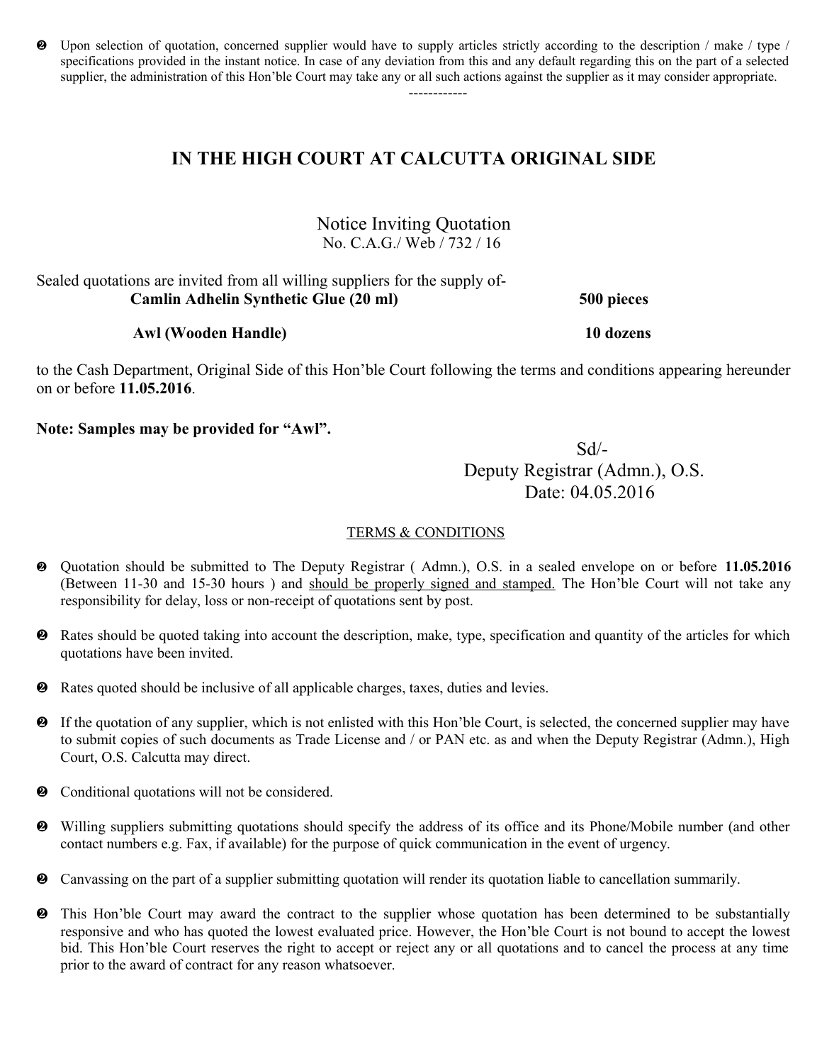- ❷ Upon selection of quotation, concerned supplier would have to supply articles strictly according to the description / make / type / specifications provided in the instant notice. In case of any deviation from this and any default regarding this on the part of a selected supplier, the administration of this Hon'ble Court may take any or all such actions against the supplier as it may consider appropriate.

------------

## IN THE HIGH COURT AT CALCUTTA ORIGINAL SIDE

Notice Inviting Quotation
No. C.A.G./ Web / 732 / 16

Sealed quotations are invited from all willing suppliers for the supply of-

| | |
|---|---|
| **Camlin Adhelin Synthetic Glue (20 ml)** | **500 pieces** |
| **Awl (Wooden Handle)** | **10 dozens** |

to the Cash Department, Original Side of this Hon'ble Court following the terms and conditions appearing hereunder on or before **11.05.2016**.

**Note: Samples may be provided for "Awl".**

Sd/-
Deputy Registrar (Admn.), O.S.
Date: 04.05.2016

TERMS & CONDITIONS

- ❷ Quotation should be submitted to The Deputy Registrar ( Admn.), O.S. in a sealed envelope on or before **11.05.2016** (Between 11-30 and 15-30 hours ) and should be properly signed and stamped. The Hon'ble Court will not take any responsibility for delay, loss or non-receipt of quotations sent by post.
- ❷ Rates should be quoted taking into account the description, make, type, specification and quantity of the articles for which quotations have been invited.
- ❷ Rates quoted should be inclusive of all applicable charges, taxes, duties and levies.
- ❷ If the quotation of any supplier, which is not enlisted with this Hon'ble Court, is selected, the concerned supplier may have to submit copies of such documents as Trade License and / or PAN etc. as and when the Deputy Registrar (Admn.), High Court, O.S. Calcutta may direct.
- ❷ Conditional quotations will not be considered.
- ❷ Willing suppliers submitting quotations should specify the address of its office and its Phone/Mobile number (and other contact numbers e.g. Fax, if available) for the purpose of quick communication in the event of urgency.
- ❷ Canvassing on the part of a supplier submitting quotation will render its quotation liable to cancellation summarily.
- ❷ This Hon'ble Court may award the contract to the supplier whose quotation has been determined to be substantially responsive and who has quoted the lowest evaluated price. However, the Hon'ble Court is not bound to accept the lowest bid. This Hon'ble Court reserves the right to accept or reject any or all quotations and to cancel the process at any time prior to the award of contract for any reason whatsoever.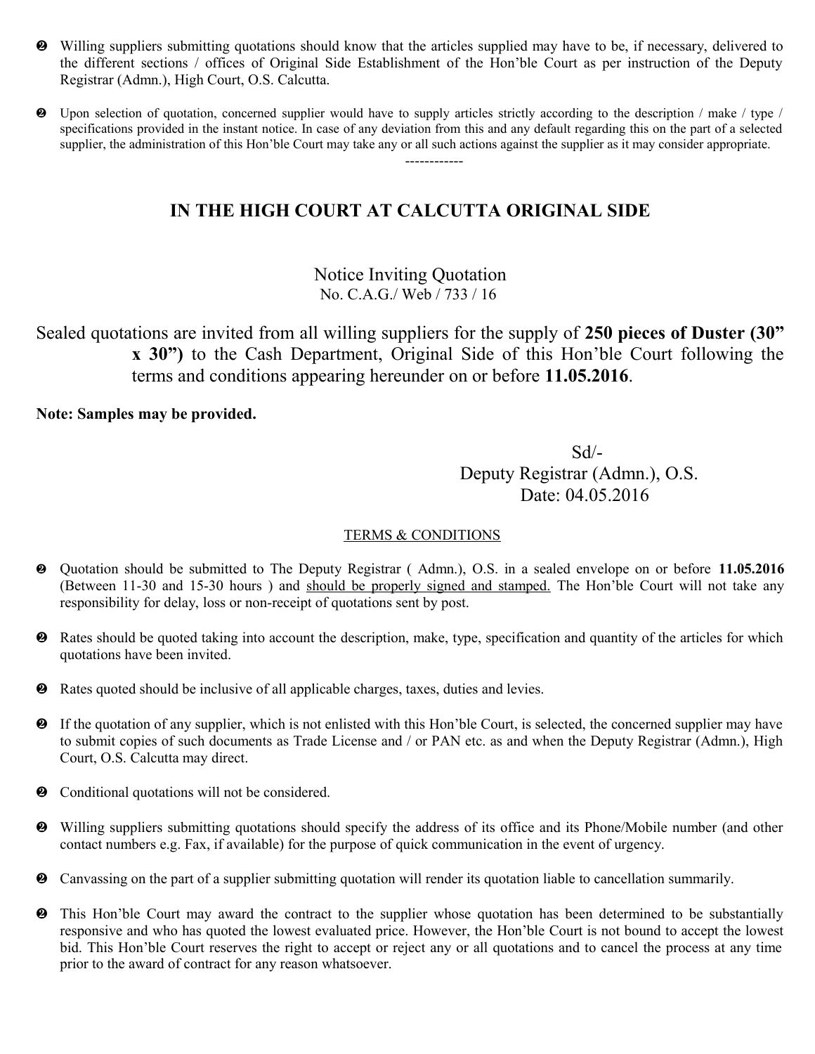- Willing suppliers submitting quotations should know that the articles supplied may have to be, if necessary, delivered to the different sections / offices of Original Side Establishment of the Hon'ble Court as per instruction of the Deputy Registrar (Admn.), High Court, O.S. Calcutta.

- Upon selection of quotation, concerned supplier would have to supply articles strictly according to the description / make / type / specifications provided in the instant notice. In case of any deviation from this and any default regarding this on the part of a selected supplier, the administration of this Hon'ble Court may take any or all such actions against the supplier as it may consider appropriate.

------------

## IN THE HIGH COURT AT CALCUTTA ORIGINAL SIDE

Notice Inviting Quotation
No. C.A.G./ Web / 733 / 16

Sealed quotations are invited from all willing suppliers for the supply of **250 pieces of Duster (30" x 30")** to the Cash Department, Original Side of this Hon'ble Court following the terms and conditions appearing hereunder on or before **11.05.2016**.

**Note: Samples may be provided.**

Sd/-
Deputy Registrar (Admn.), O.S.
Date: 04.05.2016

TERMS & CONDITIONS

- Quotation should be submitted to The Deputy Registrar ( Admn.), O.S. in a sealed envelope on or before **11.05.2016** (Between 11-30 and 15-30 hours ) and should be properly signed and stamped. The Hon'ble Court will not take any responsibility for delay, loss or non-receipt of quotations sent by post.

- Rates should be quoted taking into account the description, make, type, specification and quantity of the articles for which quotations have been invited.

- Rates quoted should be inclusive of all applicable charges, taxes, duties and levies.

- If the quotation of any supplier, which is not enlisted with this Hon'ble Court, is selected, the concerned supplier may have to submit copies of such documents as Trade License and / or PAN etc. as and when the Deputy Registrar (Admn.), High Court, O.S. Calcutta may direct.

- Conditional quotations will not be considered.

- Willing suppliers submitting quotations should specify the address of its office and its Phone/Mobile number (and other contact numbers e.g. Fax, if available) for the purpose of quick communication in the event of urgency.

- Canvassing on the part of a supplier submitting quotation will render its quotation liable to cancellation summarily.

- This Hon'ble Court may award the contract to the supplier whose quotation has been determined to be substantially responsive and who has quoted the lowest evaluated price. However, the Hon'ble Court is not bound to accept the lowest bid. This Hon'ble Court reserves the right to accept or reject any or all quotations and to cancel the process at any time prior to the award of contract for any reason whatsoever.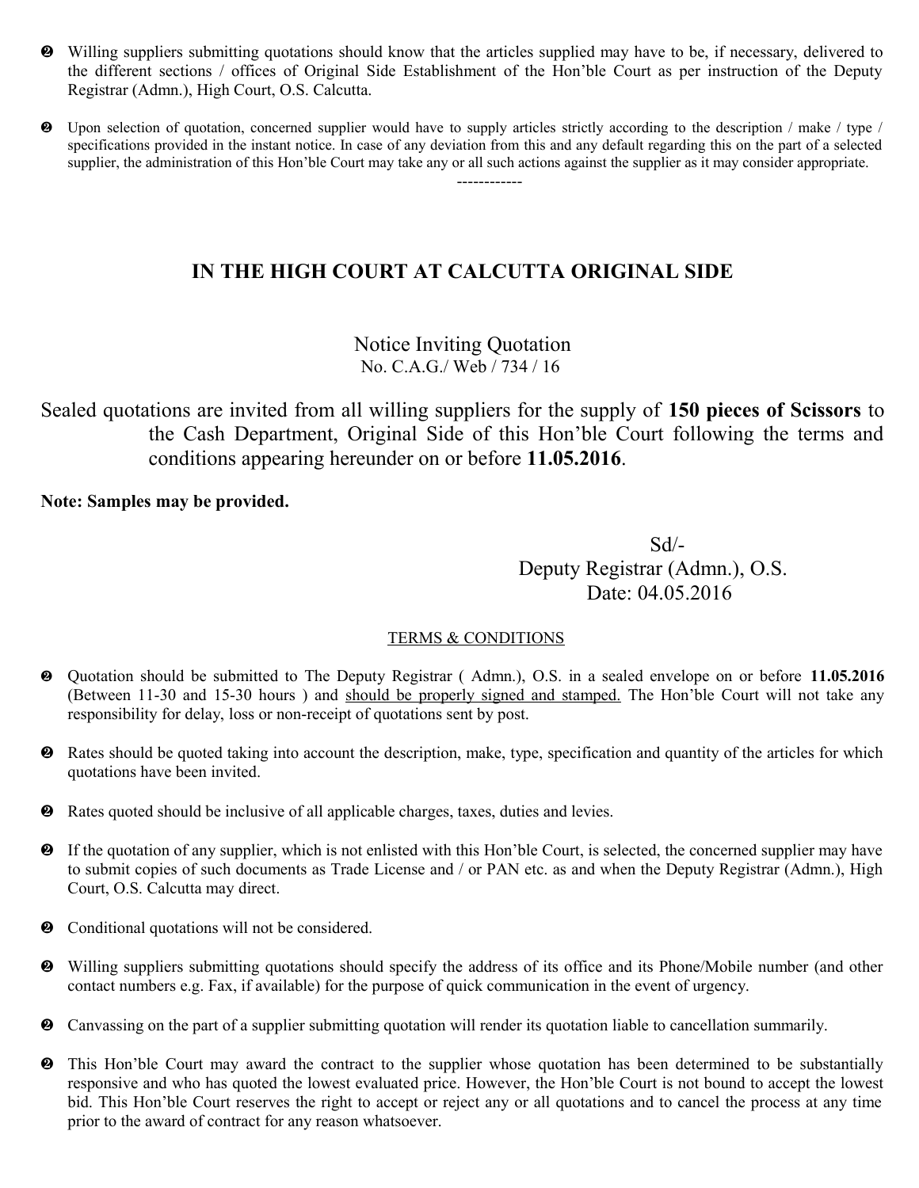- ❷ Willing suppliers submitting quotations should know that the articles supplied may have to be, if necessary, delivered to the different sections / offices of Original Side Establishment of the Hon'ble Court as per instruction of the Deputy Registrar (Admn.), High Court, O.S. Calcutta.
- ❷ Upon selection of quotation, concerned supplier would have to supply articles strictly according to the description / make / type / specifications provided in the instant notice. In case of any deviation from this and any default regarding this on the part of a selected supplier, the administration of this Hon'ble Court may take any or all such actions against the supplier as it may consider appropriate.

-----------

## IN THE HIGH COURT AT CALCUTTA ORIGINAL SIDE

Notice Inviting Quotation
No. C.A.G./ Web / 734 / 16

Sealed quotations are invited from all willing suppliers for the supply of **150 pieces of Scissors** to the Cash Department, Original Side of this Hon'ble Court following the terms and conditions appearing hereunder on or before **11.05.2016**.

**Note: Samples may be provided.**

Sd/-
Deputy Registrar (Admn.), O.S.
Date: 04.05.2016

TERMS & CONDITIONS

- ❷ Quotation should be submitted to The Deputy Registrar ( Admn.), O.S. in a sealed envelope on or before **11.05.2016** (Between 11-30 and 15-30 hours ) and should be properly signed and stamped. The Hon'ble Court will not take any responsibility for delay, loss or non-receipt of quotations sent by post.
- ❷ Rates should be quoted taking into account the description, make, type, specification and quantity of the articles for which quotations have been invited.
- ❷ Rates quoted should be inclusive of all applicable charges, taxes, duties and levies.
- ❷ If the quotation of any supplier, which is not enlisted with this Hon'ble Court, is selected, the concerned supplier may have to submit copies of such documents as Trade License and / or PAN etc. as and when the Deputy Registrar (Admn.), High Court, O.S. Calcutta may direct.
- ❷ Conditional quotations will not be considered.
- ❷ Willing suppliers submitting quotations should specify the address of its office and its Phone/Mobile number (and other contact numbers e.g. Fax, if available) for the purpose of quick communication in the event of urgency.
- ❷ Canvassing on the part of a supplier submitting quotation will render its quotation liable to cancellation summarily.
- ❷ This Hon'ble Court may award the contract to the supplier whose quotation has been determined to be substantially responsive and who has quoted the lowest evaluated price. However, the Hon'ble Court is not bound to accept the lowest bid. This Hon'ble Court reserves the right to accept or reject any or all quotations and to cancel the process at any time prior to the award of contract for any reason whatsoever.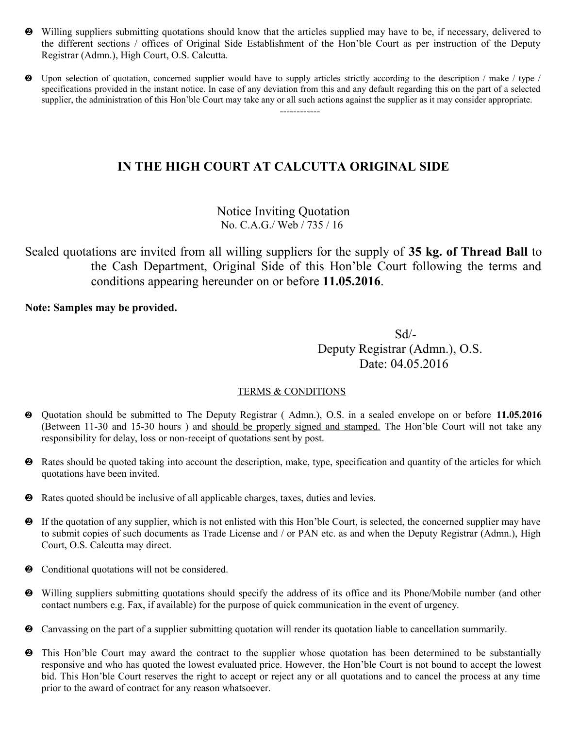- Willing suppliers submitting quotations should know that the articles supplied may have to be, if necessary, delivered to the different sections / offices of Original Side Establishment of the Hon'ble Court as per instruction of the Deputy Registrar (Admn.), High Court, O.S. Calcutta.

- Upon selection of quotation, concerned supplier would have to supply articles strictly according to the description / make / type / specifications provided in the instant notice. In case of any deviation from this and any default regarding this on the part of a selected supplier, the administration of this Hon'ble Court may take any or all such actions against the supplier as it may consider appropriate.

-----------

# IN THE HIGH COURT AT CALCUTTA ORIGINAL SIDE

Notice Inviting Quotation
No. C.A.G./ Web / 735 / 16

Sealed quotations are invited from all willing suppliers for the supply of **35 kg. of Thread Ball** to the Cash Department, Original Side of this Hon'ble Court following the terms and conditions appearing hereunder on or before **11.05.2016**.

**Note: Samples may be provided.**

Sd/-
Deputy Registrar (Admn.), O.S.
Date: 04.05.2016

## TERMS & CONDITIONS

- Quotation should be submitted to The Deputy Registrar ( Admn.), O.S. in a sealed envelope on or before **11.05.2016** (Between 11-30 and 15-30 hours ) and should be properly signed and stamped. The Hon'ble Court will not take any responsibility for delay, loss or non-receipt of quotations sent by post.

- Rates should be quoted taking into account the description, make, type, specification and quantity of the articles for which quotations have been invited.

- Rates quoted should be inclusive of all applicable charges, taxes, duties and levies.

- If the quotation of any supplier, which is not enlisted with this Hon'ble Court, is selected, the concerned supplier may have to submit copies of such documents as Trade License and / or PAN etc. as and when the Deputy Registrar (Admn.), High Court, O.S. Calcutta may direct.

- Conditional quotations will not be considered.

- Willing suppliers submitting quotations should specify the address of its office and its Phone/Mobile number (and other contact numbers e.g. Fax, if available) for the purpose of quick communication in the event of urgency.

- Canvassing on the part of a supplier submitting quotation will render its quotation liable to cancellation summarily.

- This Hon'ble Court may award the contract to the supplier whose quotation has been determined to be substantially responsive and who has quoted the lowest evaluated price. However, the Hon'ble Court is not bound to accept the lowest bid. This Hon'ble Court reserves the right to accept or reject any or all quotations and to cancel the process at any time prior to the award of contract for any reason whatsoever.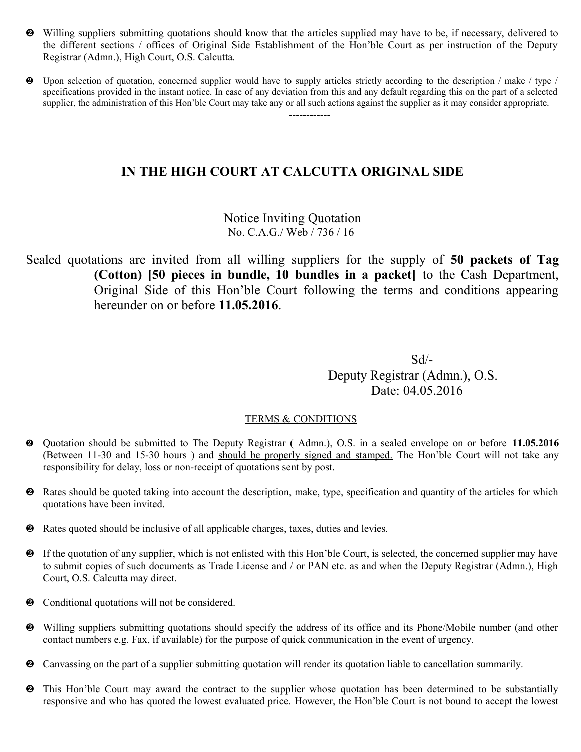- Willing suppliers submitting quotations should know that the articles supplied may have to be, if necessary, delivered to the different sections / offices of Original Side Establishment of the Hon'ble Court as per instruction of the Deputy Registrar (Admn.), High Court, O.S. Calcutta.
- Upon selection of quotation, concerned supplier would have to supply articles strictly according to the description / make / type / specifications provided in the instant notice. In case of any deviation from this and any default regarding this on the part of a selected supplier, the administration of this Hon'ble Court may take any or all such actions against the supplier as it may consider appropriate.

-----------

## IN THE HIGH COURT AT CALCUTTA ORIGINAL SIDE

Notice Inviting Quotation
No. C.A.G./ Web / 736 / 16

Sealed quotations are invited from all willing suppliers for the supply of **50 packets of Tag (Cotton) [50 pieces in bundle, 10 bundles in a packet]** to the Cash Department, Original Side of this Hon'ble Court following the terms and conditions appearing hereunder on or before **11.05.2016**.

Sd/-
Deputy Registrar (Admn.), O.S.
Date: 04.05.2016

### TERMS & CONDITIONS

- Quotation should be submitted to The Deputy Registrar ( Admn.), O.S. in a sealed envelope on or before **11.05.2016** (Between 11-30 and 15-30 hours ) and should be properly signed and stamped. The Hon'ble Court will not take any responsibility for delay, loss or non-receipt of quotations sent by post.
- Rates should be quoted taking into account the description, make, type, specification and quantity of the articles for which quotations have been invited.
- Rates quoted should be inclusive of all applicable charges, taxes, duties and levies.
- If the quotation of any supplier, which is not enlisted with this Hon'ble Court, is selected, the concerned supplier may have to submit copies of such documents as Trade License and / or PAN etc. as and when the Deputy Registrar (Admn.), High Court, O.S. Calcutta may direct.
- Conditional quotations will not be considered.
- Willing suppliers submitting quotations should specify the address of its office and its Phone/Mobile number (and other contact numbers e.g. Fax, if available) for the purpose of quick communication in the event of urgency.
- Canvassing on the part of a supplier submitting quotation will render its quotation liable to cancellation summarily.
- This Hon'ble Court may award the contract to the supplier whose quotation has been determined to be substantially responsive and who has quoted the lowest evaluated price. However, the Hon'ble Court is not bound to accept the lowest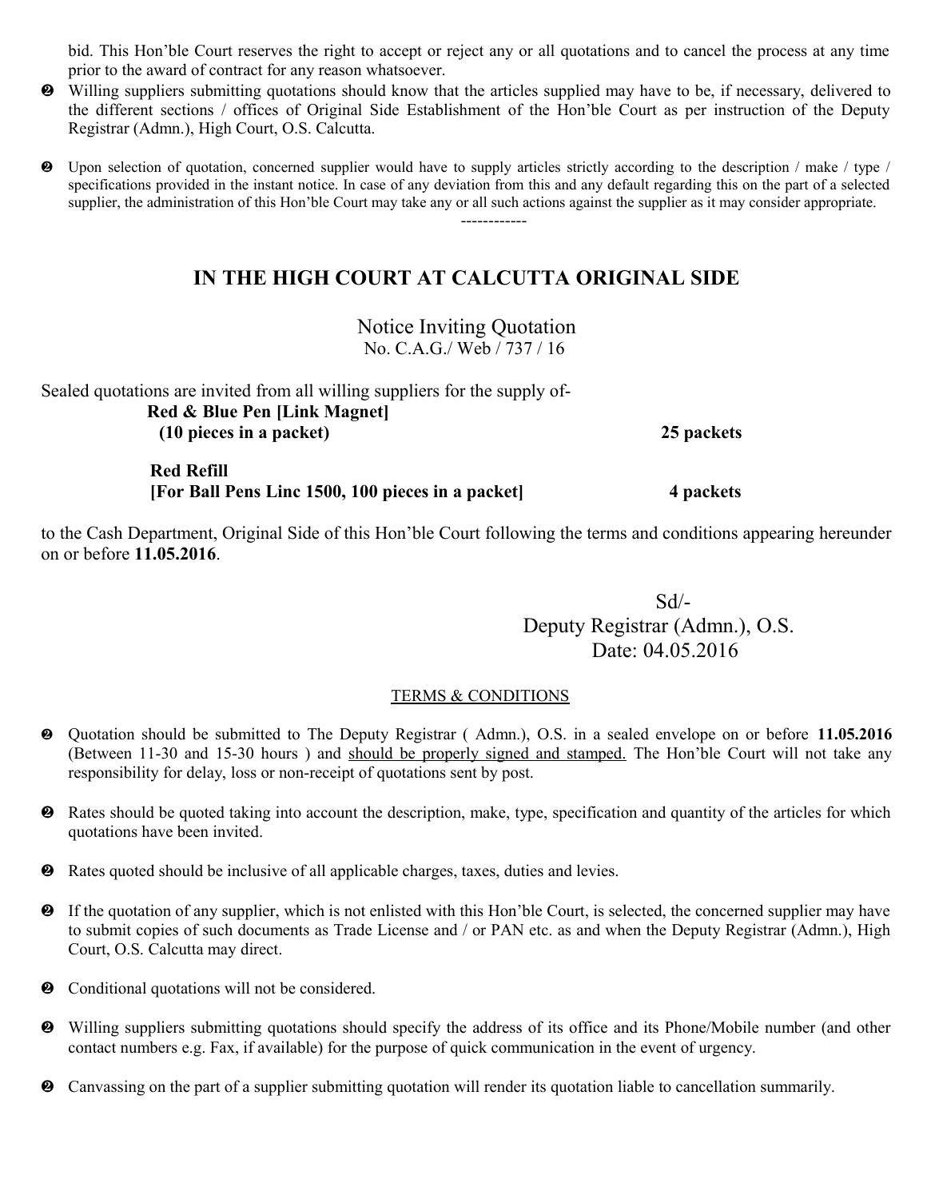bid. This Hon'ble Court reserves the right to accept or reject any or all quotations and to cancel the process at any time prior to the award of contract for any reason whatsoever.

- Willing suppliers submitting quotations should know that the articles supplied may have to be, if necessary, delivered to the different sections / offices of Original Side Establishment of the Hon'ble Court as per instruction of the Deputy Registrar (Admn.), High Court, O.S. Calcutta.

- Upon selection of quotation, concerned supplier would have to supply articles strictly according to the description / make / type / specifications provided in the instant notice. In case of any deviation from this and any default regarding this on the part of a selected supplier, the administration of this Hon'ble Court may take any or all such actions against the supplier as it may consider appropriate.

------------

## IN THE HIGH COURT AT CALCUTTA ORIGINAL SIDE

Notice Inviting Quotation
No. C.A.G./ Web / 737 / 16

Sealed quotations are invited from all willing suppliers for the supply of-

| | |
|---|---|
| **Red & Blue Pen [Link Magnet] (10 pieces in a packet)** | **25 packets** |
| **Red Refill [For Ball Pens Linc 1500, 100 pieces in a packet]** | **4 packets** |

to the Cash Department, Original Side of this Hon'ble Court following the terms and conditions appearing hereunder on or before **11.05.2016**.

Sd/-
Deputy Registrar (Admn.), O.S.
Date: 04.05.2016

### TERMS & CONDITIONS

- Quotation should be submitted to The Deputy Registrar ( Admn.), O.S. in a sealed envelope on or before **11.05.2016** (Between 11-30 and 15-30 hours ) and should be properly signed and stamped. The Hon'ble Court will not take any responsibility for delay, loss or non-receipt of quotations sent by post.

- Rates should be quoted taking into account the description, make, type, specification and quantity of the articles for which quotations have been invited.

- Rates quoted should be inclusive of all applicable charges, taxes, duties and levies.

- If the quotation of any supplier, which is not enlisted with this Hon'ble Court, is selected, the concerned supplier may have to submit copies of such documents as Trade License and / or PAN etc. as and when the Deputy Registrar (Admn.), High Court, O.S. Calcutta may direct.

- Conditional quotations will not be considered.

- Willing suppliers submitting quotations should specify the address of its office and its Phone/Mobile number (and other contact numbers e.g. Fax, if available) for the purpose of quick communication in the event of urgency.

- Canvassing on the part of a supplier submitting quotation will render its quotation liable to cancellation summarily.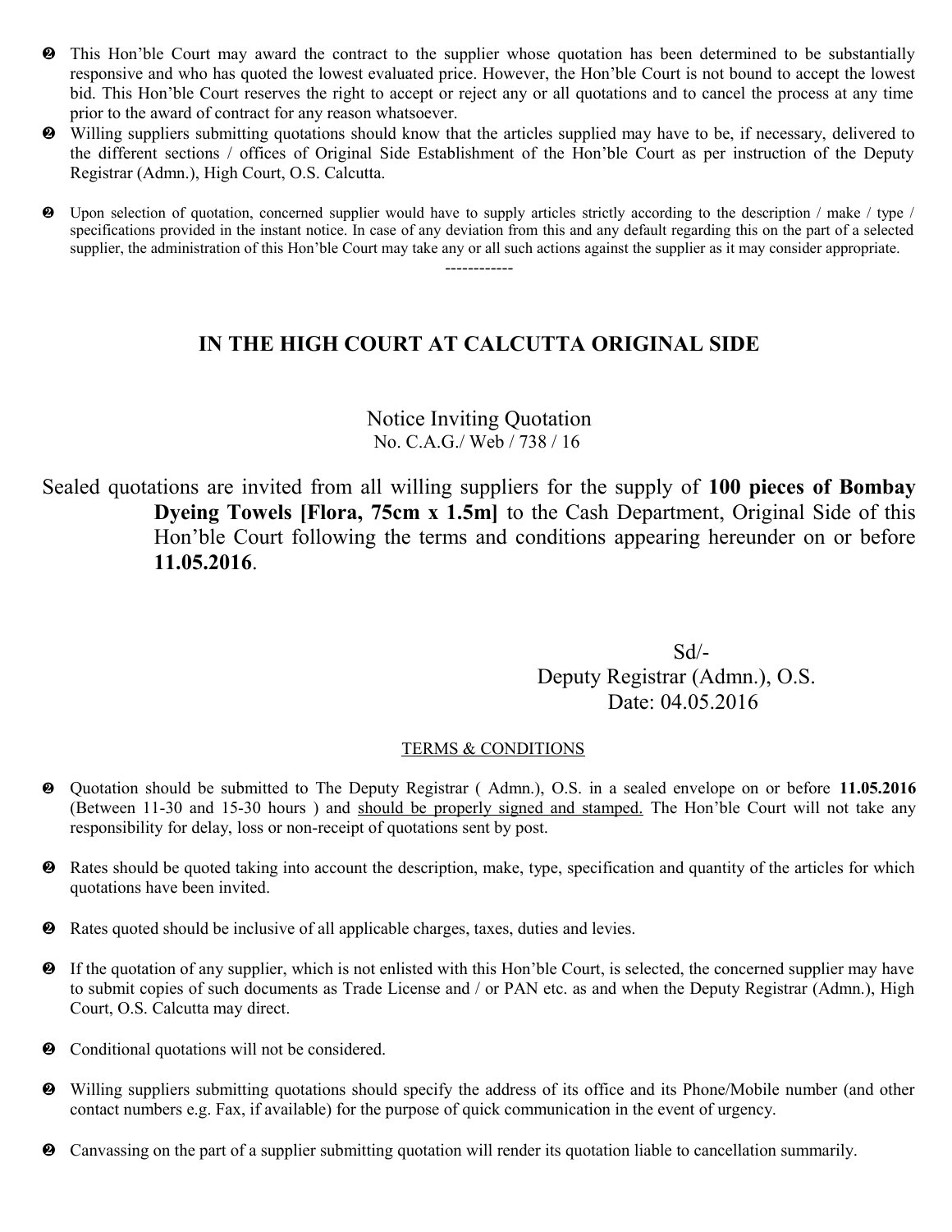- This Hon'ble Court may award the contract to the supplier whose quotation has been determined to be substantially responsive and who has quoted the lowest evaluated price. However, the Hon'ble Court is not bound to accept the lowest bid. This Hon'ble Court reserves the right to accept or reject any or all quotations and to cancel the process at any time prior to the award of contract for any reason whatsoever.
- Willing suppliers submitting quotations should know that the articles supplied may have to be, if necessary, delivered to the different sections / offices of Original Side Establishment of the Hon'ble Court as per instruction of the Deputy Registrar (Admn.), High Court, O.S. Calcutta.
- Upon selection of quotation, concerned supplier would have to supply articles strictly according to the description / make / type / specifications provided in the instant notice. In case of any deviation from this and any default regarding this on the part of a selected supplier, the administration of this Hon'ble Court may take any or all such actions against the supplier as it may consider appropriate.

------------

## IN THE HIGH COURT AT CALCUTTA ORIGINAL SIDE

Notice Inviting Quotation

No. C.A.G./ Web / 738 / 16

Sealed quotations are invited from all willing suppliers for the supply of **100 pieces of Bombay Dyeing Towels [Flora, 75cm x 1.5m]** to the Cash Department, Original Side of this Hon'ble Court following the terms and conditions appearing hereunder on or before **11.05.2016**.

Sd/-

Deputy Registrar (Admn.), O.S.

Date: 04.05.2016

TERMS & CONDITIONS

- Quotation should be submitted to The Deputy Registrar ( Admn.), O.S. in a sealed envelope on or before **11.05.2016** (Between 11-30 and 15-30 hours ) and should be properly signed and stamped. The Hon'ble Court will not take any responsibility for delay, loss or non-receipt of quotations sent by post.
- Rates should be quoted taking into account the description, make, type, specification and quantity of the articles for which quotations have been invited.
- Rates quoted should be inclusive of all applicable charges, taxes, duties and levies.
- If the quotation of any supplier, which is not enlisted with this Hon'ble Court, is selected, the concerned supplier may have to submit copies of such documents as Trade License and / or PAN etc. as and when the Deputy Registrar (Admn.), High Court, O.S. Calcutta may direct.
- Conditional quotations will not be considered.
- Willing suppliers submitting quotations should specify the address of its office and its Phone/Mobile number (and other contact numbers e.g. Fax, if available) for the purpose of quick communication in the event of urgency.
- Canvassing on the part of a supplier submitting quotation will render its quotation liable to cancellation summarily.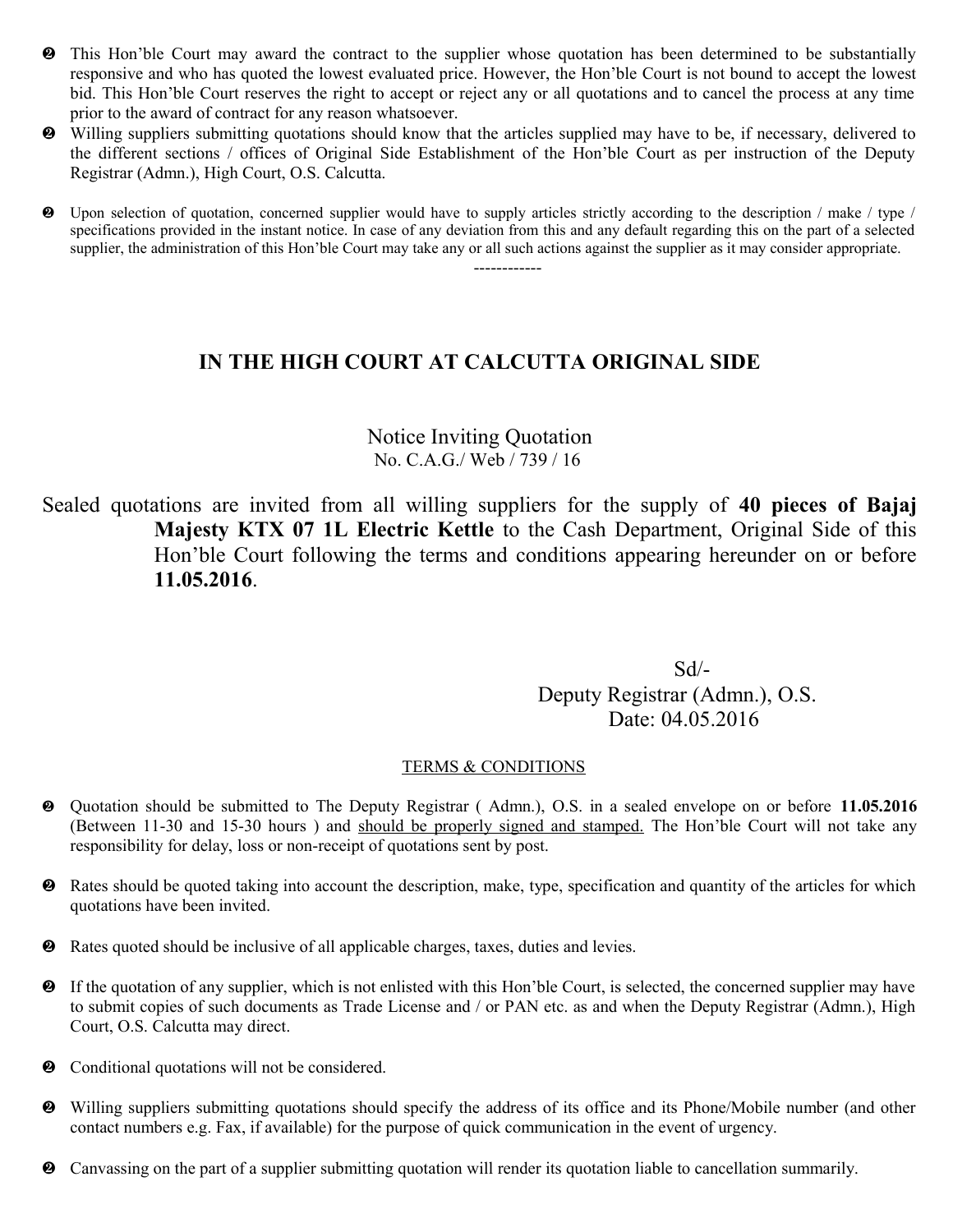- This Hon'ble Court may award the contract to the supplier whose quotation has been determined to be substantially responsive and who has quoted the lowest evaluated price. However, the Hon'ble Court is not bound to accept the lowest bid. This Hon'ble Court reserves the right to accept or reject any or all quotations and to cancel the process at any time prior to the award of contract for any reason whatsoever.
- Willing suppliers submitting quotations should know that the articles supplied may have to be, if necessary, delivered to the different sections / offices of Original Side Establishment of the Hon'ble Court as per instruction of the Deputy Registrar (Admn.), High Court, O.S. Calcutta.
- Upon selection of quotation, concerned supplier would have to supply articles strictly according to the description / make / type / specifications provided in the instant notice. In case of any deviation from this and any default regarding this on the part of a selected supplier, the administration of this Hon'ble Court may take any or all such actions against the supplier as it may consider appropriate.

------------

## IN THE HIGH COURT AT CALCUTTA ORIGINAL SIDE

Notice Inviting Quotation
No. C.A.G./ Web / 739 / 16

Sealed quotations are invited from all willing suppliers for the supply of **40 pieces of Bajaj Majesty KTX 07 1L Electric Kettle** to the Cash Department, Original Side of this Hon'ble Court following the terms and conditions appearing hereunder on or before **11.05.2016**.

Sd/-
Deputy Registrar (Admn.), O.S.
Date: 04.05.2016

TERMS & CONDITIONS

- Quotation should be submitted to The Deputy Registrar ( Admn.), O.S. in a sealed envelope on or before **11.05.2016** (Between 11-30 and 15-30 hours ) and should be properly signed and stamped. The Hon'ble Court will not take any responsibility for delay, loss or non-receipt of quotations sent by post.
- Rates should be quoted taking into account the description, make, type, specification and quantity of the articles for which quotations have been invited.
- Rates quoted should be inclusive of all applicable charges, taxes, duties and levies.
- If the quotation of any supplier, which is not enlisted with this Hon'ble Court, is selected, the concerned supplier may have to submit copies of such documents as Trade License and / or PAN etc. as and when the Deputy Registrar (Admn.), High Court, O.S. Calcutta may direct.
- Conditional quotations will not be considered.
- Willing suppliers submitting quotations should specify the address of its office and its Phone/Mobile number (and other contact numbers e.g. Fax, if available) for the purpose of quick communication in the event of urgency.
- Canvassing on the part of a supplier submitting quotation will render its quotation liable to cancellation summarily.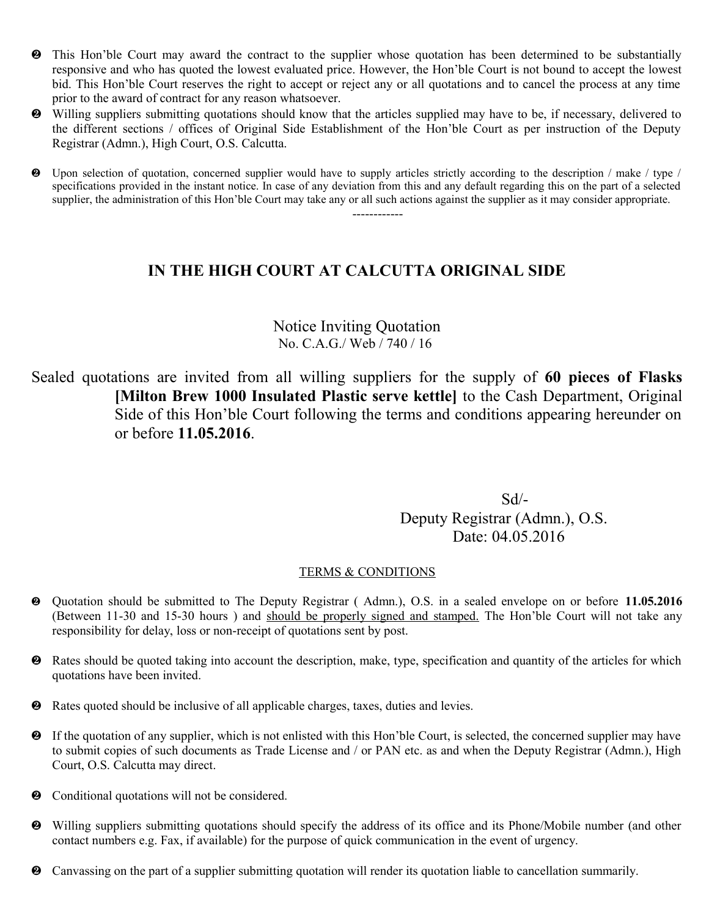- ❷ This Hon'ble Court may award the contract to the supplier whose quotation has been determined to be substantially responsive and who has quoted the lowest evaluated price. However, the Hon'ble Court is not bound to accept the lowest bid. This Hon'ble Court reserves the right to accept or reject any or all quotations and to cancel the process at any time prior to the award of contract for any reason whatsoever.
- ❷ Willing suppliers submitting quotations should know that the articles supplied may have to be, if necessary, delivered to the different sections / offices of Original Side Establishment of the Hon'ble Court as per instruction of the Deputy Registrar (Admn.), High Court, O.S. Calcutta.
- ❷ Upon selection of quotation, concerned supplier would have to supply articles strictly according to the description / make / type / specifications provided in the instant notice. In case of any deviation from this and any default regarding this on the part of a selected supplier, the administration of this Hon'ble Court may take any or all such actions against the supplier as it may consider appropriate.

------------

## IN THE HIGH COURT AT CALCUTTA ORIGINAL SIDE

Notice Inviting Quotation
No. C.A.G./ Web / 740 / 16

Sealed quotations are invited from all willing suppliers for the supply of **60 pieces of Flasks [Milton Brew 1000 Insulated Plastic serve kettle]** to the Cash Department, Original Side of this Hon'ble Court following the terms and conditions appearing hereunder on or before **11.05.2016**.

Sd/-
Deputy Registrar (Admn.), O.S.
Date: 04.05.2016

TERMS & CONDITIONS

- ❷ Quotation should be submitted to The Deputy Registrar ( Admn.), O.S. in a sealed envelope on or before **11.05.2016** (Between 11-30 and 15-30 hours ) and should be properly signed and stamped. The Hon'ble Court will not take any responsibility for delay, loss or non-receipt of quotations sent by post.
- ❷ Rates should be quoted taking into account the description, make, type, specification and quantity of the articles for which quotations have been invited.
- ❷ Rates quoted should be inclusive of all applicable charges, taxes, duties and levies.
- ❷ If the quotation of any supplier, which is not enlisted with this Hon'ble Court, is selected, the concerned supplier may have to submit copies of such documents as Trade License and / or PAN etc. as and when the Deputy Registrar (Admn.), High Court, O.S. Calcutta may direct.
- ❷ Conditional quotations will not be considered.
- ❷ Willing suppliers submitting quotations should specify the address of its office and its Phone/Mobile number (and other contact numbers e.g. Fax, if available) for the purpose of quick communication in the event of urgency.
- ❷ Canvassing on the part of a supplier submitting quotation will render its quotation liable to cancellation summarily.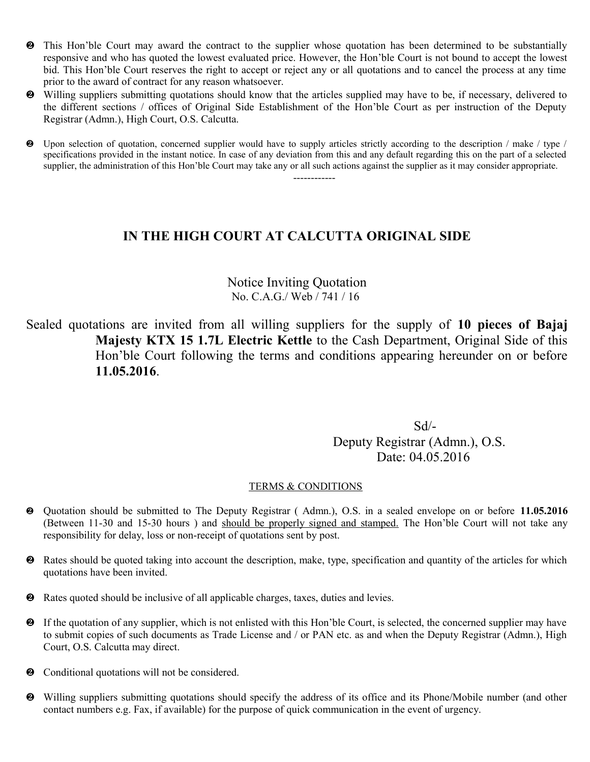- This Hon'ble Court may award the contract to the supplier whose quotation has been determined to be substantially responsive and who has quoted the lowest evaluated price. However, the Hon'ble Court is not bound to accept the lowest bid. This Hon'ble Court reserves the right to accept or reject any or all quotations and to cancel the process at any time prior to the award of contract for any reason whatsoever.
- Willing suppliers submitting quotations should know that the articles supplied may have to be, if necessary, delivered to the different sections / offices of Original Side Establishment of the Hon'ble Court as per instruction of the Deputy Registrar (Admn.), High Court, O.S. Calcutta.
- Upon selection of quotation, concerned supplier would have to supply articles strictly according to the description / make / type / specifications provided in the instant notice. In case of any deviation from this and any default regarding this on the part of a selected supplier, the administration of this Hon'ble Court may take any or all such actions against the supplier as it may consider appropriate.

------------

## IN THE HIGH COURT AT CALCUTTA ORIGINAL SIDE

Notice Inviting Quotation
No. C.A.G./ Web / 741 / 16

Sealed quotations are invited from all willing suppliers for the supply of **10 pieces of Bajaj Majesty KTX 15 1.7L Electric Kettle** to the Cash Department, Original Side of this Hon'ble Court following the terms and conditions appearing hereunder on or before **11.05.2016**.

Sd/-
Deputy Registrar (Admn.), O.S.
Date: 04.05.2016

TERMS & CONDITIONS

- Quotation should be submitted to The Deputy Registrar ( Admn.), O.S. in a sealed envelope on or before **11.05.2016** (Between 11-30 and 15-30 hours ) and should be properly signed and stamped. The Hon'ble Court will not take any responsibility for delay, loss or non-receipt of quotations sent by post.
- Rates should be quoted taking into account the description, make, type, specification and quantity of the articles for which quotations have been invited.
- Rates quoted should be inclusive of all applicable charges, taxes, duties and levies.
- If the quotation of any supplier, which is not enlisted with this Hon'ble Court, is selected, the concerned supplier may have to submit copies of such documents as Trade License and / or PAN etc. as and when the Deputy Registrar (Admn.), High Court, O.S. Calcutta may direct.
- Conditional quotations will not be considered.
- Willing suppliers submitting quotations should specify the address of its office and its Phone/Mobile number (and other contact numbers e.g. Fax, if available) for the purpose of quick communication in the event of urgency.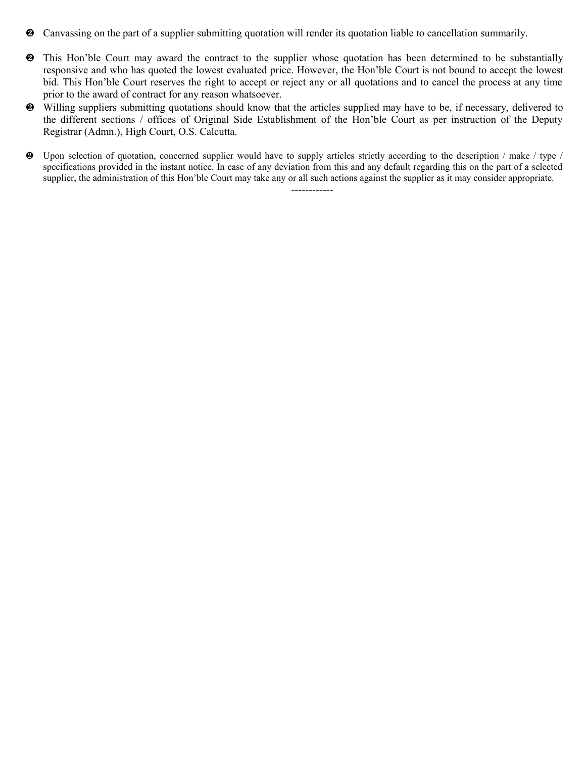- Canvassing on the part of a supplier submitting quotation will render its quotation liable to cancellation summarily.

- This Hon'ble Court may award the contract to the supplier whose quotation has been determined to be substantially responsive and who has quoted the lowest evaluated price. However, the Hon'ble Court is not bound to accept the lowest bid. This Hon'ble Court reserves the right to accept or reject any or all quotations and to cancel the process at any time prior to the award of contract for any reason whatsoever.
- Willing suppliers submitting quotations should know that the articles supplied may have to be, if necessary, delivered to the different sections / offices of Original Side Establishment of the Hon'ble Court as per instruction of the Deputy Registrar (Admn.), High Court, O.S. Calcutta.

- Upon selection of quotation, concerned supplier would have to supply articles strictly according to the description / make / type / specifications provided in the instant notice. In case of any deviation from this and any default regarding this on the part of a selected supplier, the administration of this Hon'ble Court may take any or all such actions against the supplier as it may consider appropriate.

------------